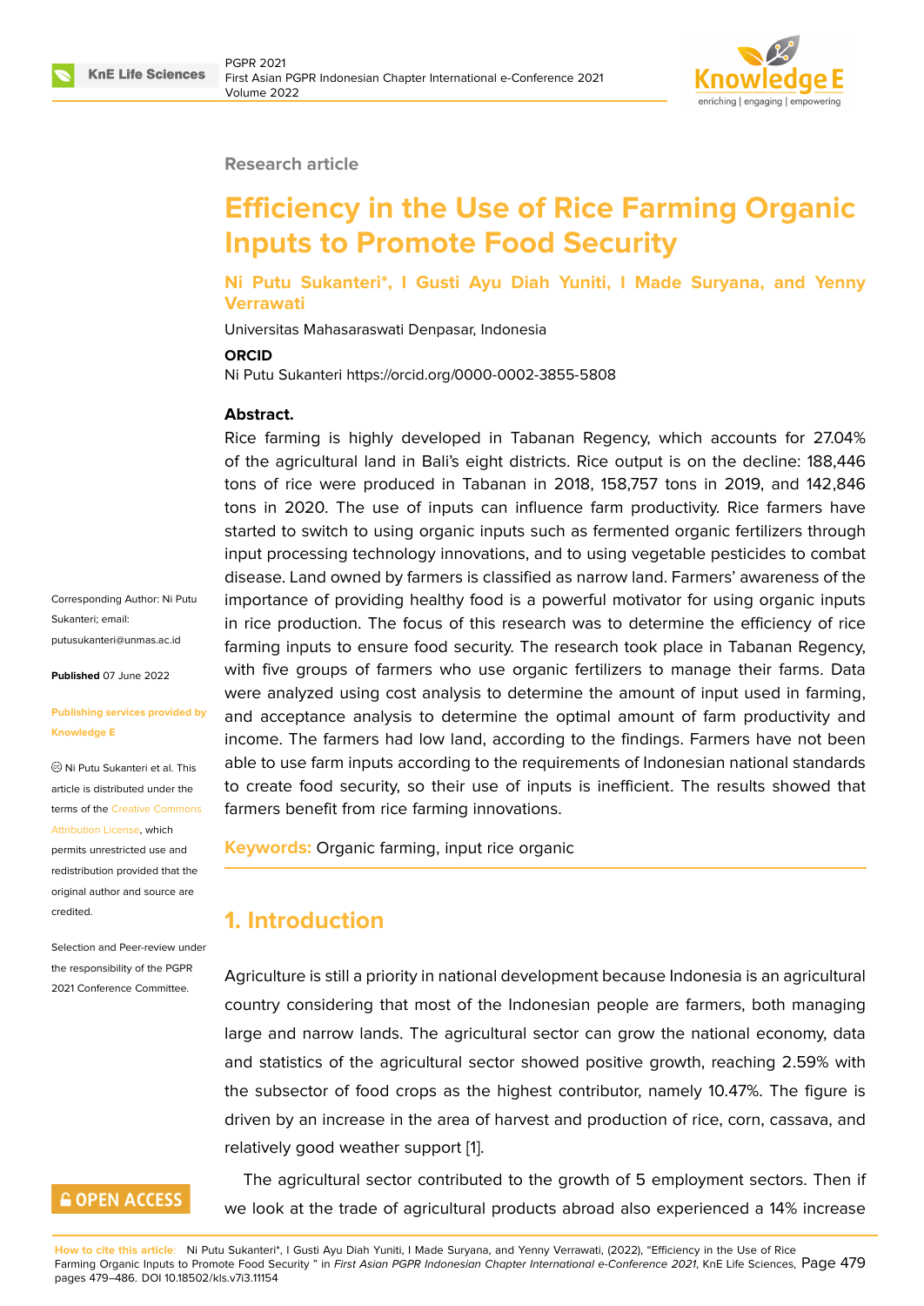Research article

# Efficiency in the Use of Rice Farming Organic Inputs to Promote Food Security

**Ni Putu Sukanteri*, I Gusti Ayu Diah Yuniti, I Made Suryana, and Yenny Verrawati**

Universitas Mahasaraswati Denpasar, Indonesia

**ORCID**

Ni Putu Sukanteri https://orcid.org/0000-0002-3855-5808

Corresponding Author: Ni Putu Sukanteri; email: putusukanteri@unmas.ac.id

**Published** 07 June 2022

**Publishing services provided by Knowledge E**

Ni Putu Sukanteri et al. This article is distributed under the terms of the Creative Commons Attribution License, which permits unrestricted use and redistribution provided that the original author and source are credited.

Selection and Peer-review under the responsibility of the PGPR 2021 Conference Committee.

**Abstract.**

Rice farming is highly developed in Tabanan Regency, which accounts for 27.04% of the agricultural land in Bali's eight districts. Rice output is on the decline: 188,446 tons of rice were produced in Tabanan in 2018, 158,757 tons in 2019, and 142,846 tons in 2020. The use of inputs can influence farm productivity. Rice farmers have started to switch to using organic inputs such as fermented organic fertilizers through input processing technology innovations, and to using vegetable pesticides to combat disease. Land owned by farmers is classified as narrow land. Farmers' awareness of the importance of providing healthy food is a powerful motivator for using organic inputs in rice production. The focus of this research was to determine the efficiency of rice farming inputs to ensure food security. The research took place in Tabanan Regency, with five groups of farmers who use organic fertilizers to manage their farms. Data were analyzed using cost analysis to determine the amount of input used in farming, and acceptance analysis to determine the optimal amount of farm productivity and income. The farmers had low land, according to the findings. Farmers have not been able to use farm inputs according to the requirements of Indonesian national standards to create food security, so their use of inputs is inefficient. The results showed that farmers benefit from rice farming innovations.

**Keywords:** Organic farming, input rice organic

## 1. Introduction

Agriculture is still a priority in national development because Indonesia is an agricultural country considering that most of the Indonesian people are farmers, both managing large and narrow lands. The agricultural sector can grow the national economy, data and statistics of the agricultural sector showed positive growth, reaching 2.59% with the subsector of food crops as the highest contributor, namely 10.47%. The figure is driven by an increase in the area of harvest and production of rice, corn, cassava, and relatively good weather support [1].

The agricultural sector contributed to the growth of 5 employment sectors. Then if we look at the trade of agricultural products abroad also experienced a 14% increase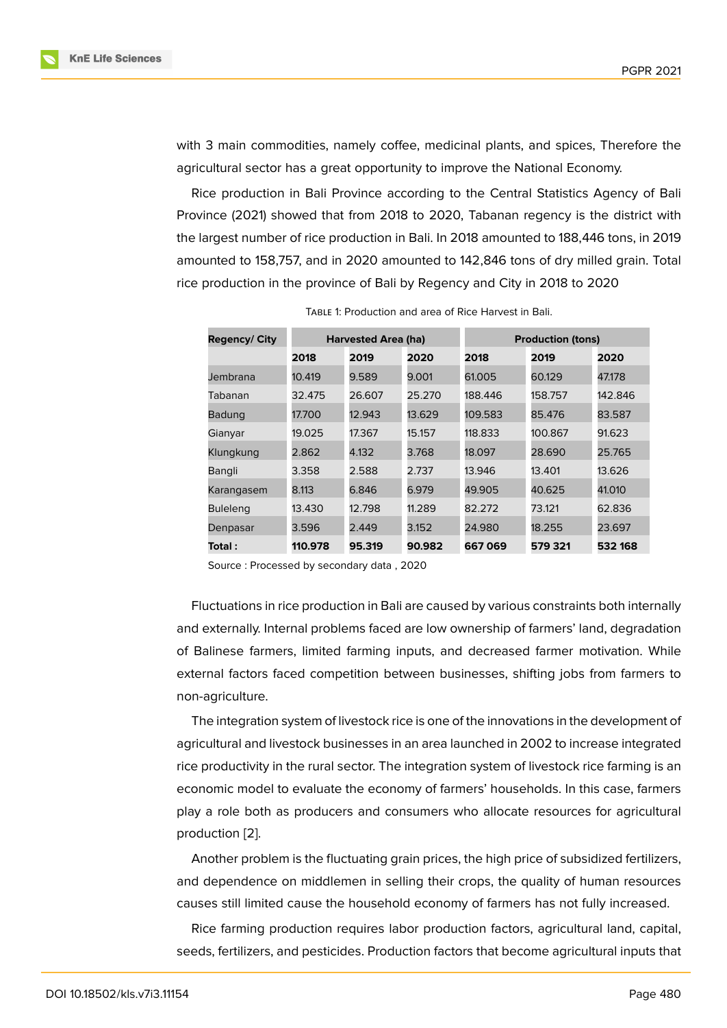with 3 main commodities, namely coffee, medicinal plants, and spices, Therefore the agricultural sector has a great opportunity to improve the National Economy.

Rice production in Bali Province according to the Central Statistics Agency of Bali Province (2021) showed that from 2018 to 2020, Tabanan regency is the district with the largest number of rice production in Bali. In 2018 amounted to 188,446 tons, in 2019 amounted to 158,757, and in 2020 amounted to 142,846 tons of dry milled grain. Total rice production in the province of Bali by Regency and City in 2018 to 2020

Table 1: Production and area of Rice Harvest in Bali.

| **Regency/ City** | **Harvested Area (ha)** | | | **Production (tons)** | | |
|---|---|---|---|---|---|---|
| | **2018** | **2019** | **2020** | **2018** | **2019** | **2020** |
| Jembrana | 10.419 | 9.589 | 9.001 | 61.005 | 60.129 | 47.178 |
| Tabanan | 32.475 | 26.607 | 25.270 | 188.446 | 158.757 | 142.846 |
| Badung | 17.700 | 12.943 | 13.629 | 109.583 | 85.476 | 83.587 |
| Gianyar | 19.025 | 17.367 | 15.157 | 118.833 | 100.867 | 91.623 |
| Klungkung | 2.862 | 4.132 | 3.768 | 18.097 | 28.690 | 25.765 |
| Bangli | 3.358 | 2.588 | 2.737 | 13.946 | 13.401 | 13.626 |
| Karangasem | 8.113 | 6.846 | 6.979 | 49.905 | 40.625 | 41.010 |
| Buleleng | 13.430 | 12.798 | 11.289 | 82.272 | 73.121 | 62.836 |
| Denpasar | 3.596 | 2.449 | 3.152 | 24.980 | 18.255 | 23.697 |
| **Total :** | **110.978** | **95.319** | **90.982** | **667 069** | **579 321** | **532 168** |

Source : Processed by secondary data , 2020

Fluctuations in rice production in Bali are caused by various constraints both internally and externally. Internal problems faced are low ownership of farmers' land, degradation of Balinese farmers, limited farming inputs, and decreased farmer motivation. While external factors faced competition between businesses, shifting jobs from farmers to non-agriculture.

The integration system of livestock rice is one of the innovations in the development of agricultural and livestock businesses in an area launched in 2002 to increase integrated rice productivity in the rural sector. The integration system of livestock rice farming is an economic model to evaluate the economy of farmers' households. In this case, farmers play a role both as producers and consumers who allocate resources for agricultural production [2].

Another problem is the fluctuating grain prices, the high price of subsidized fertilizers, and dependence on middlemen in selling their crops, the quality of human resources causes still limited cause the household economy of farmers has not fully increased.

Rice farming production requires labor production factors, agricultural land, capital, seeds, fertilizers, and pesticides. Production factors that become agricultural inputs that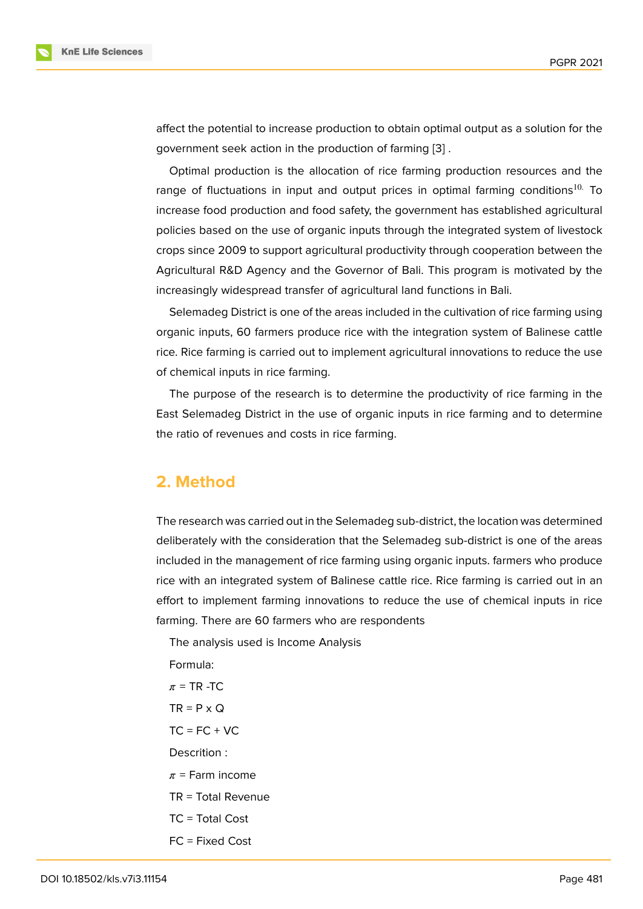affect the potential to increase production to obtain optimal output as a solution for the government seek action in the production of farming [3] .

Optimal production is the allocation of rice farming production resources and the range of fluctuations in input and output prices in optimal farming conditions[10]. To increase food production and food safety, the government has established agricultural policies based on the use of organic inputs through the integrated system of livestock crops since 2009 to support agricultural productivity through cooperation between the Agricultural R&D Agency and the Governor of Bali. This program is motivated by the increasingly widespread transfer of agricultural land functions in Bali.

Selemadeg District is one of the areas included in the cultivation of rice farming using organic inputs, 60 farmers produce rice with the integration system of Balinese cattle rice. Rice farming is carried out to implement agricultural innovations to reduce the use of chemical inputs in rice farming.

The purpose of the research is to determine the productivity of rice farming in the East Selemadeg District in the use of organic inputs in rice farming and to determine the ratio of revenues and costs in rice farming.

## 2. Method

The research was carried out in the Selemadeg sub-district, the location was determined deliberately with the consideration that the Selemadeg sub-district is one of the areas included in the management of rice farming using organic inputs. farmers who produce rice with an integrated system of Balinese cattle rice. Rice farming is carried out in an effort to implement farming innovations to reduce the use of chemical inputs in rice farming. There are 60 farmers who are respondents

The analysis used is Income Analysis

Formula:

$\pi$ = TR -TC

TR = P x Q

TC = FC + VC

Descrition :

$\pi$ = Farm income

TR = Total Revenue

TC = Total Cost

FC = Fixed Cost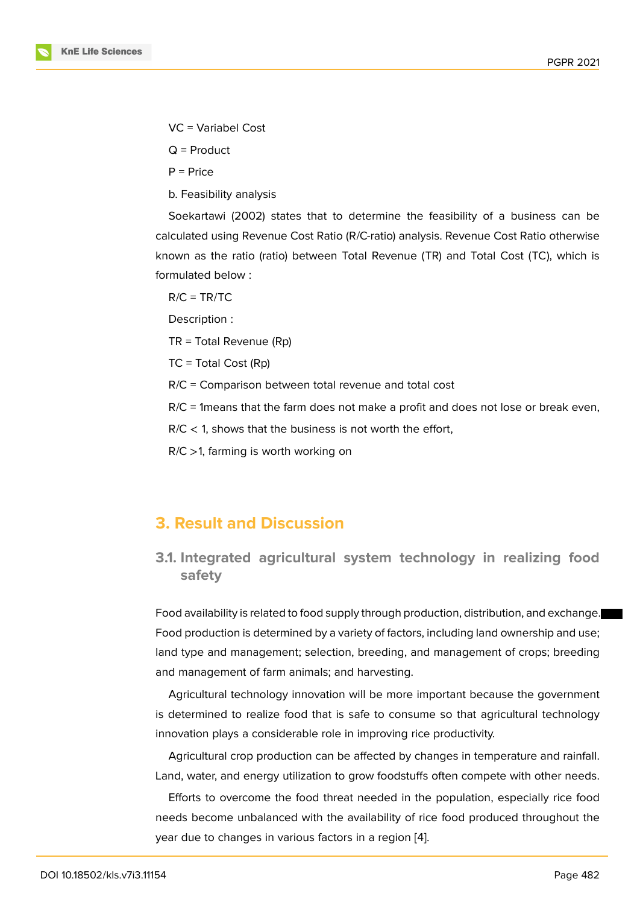VC = Variabel Cost

Q = Product

P = Price

b. Feasibility analysis

Soekartawi (2002) states that to determine the feasibility of a business can be calculated using Revenue Cost Ratio (R/C-ratio) analysis. Revenue Cost Ratio otherwise known as the ratio (ratio) between Total Revenue (TR) and Total Cost (TC), which is formulated below :

$$R/C = TR/TC$$

Description :

TR = Total Revenue (Rp)

TC = Total Cost (Rp)

R/C = Comparison between total revenue and total cost

R/C = 1means that the farm does not make a profit and does not lose or break even,

R/C < 1, shows that the business is not worth the effort,

R/C >1, farming is worth working on

## 3. Result and Discussion

### 3.1. Integrated agricultural system technology in realizing food safety

Food availability is related to food supply through production, distribution, and exchange. Food production is determined by a variety of factors, including land ownership and use; land type and management; selection, breeding, and management of crops; breeding and management of farm animals; and harvesting.

Agricultural technology innovation will be more important because the government is determined to realize food that is safe to consume so that agricultural technology innovation plays a considerable role in improving rice productivity.

Agricultural crop production can be affected by changes in temperature and rainfall. Land, water, and energy utilization to grow foodstuffs often compete with other needs.

Efforts to overcome the food threat needed in the population, especially rice food needs become unbalanced with the availability of rice food produced throughout the year due to changes in various factors in a region [4].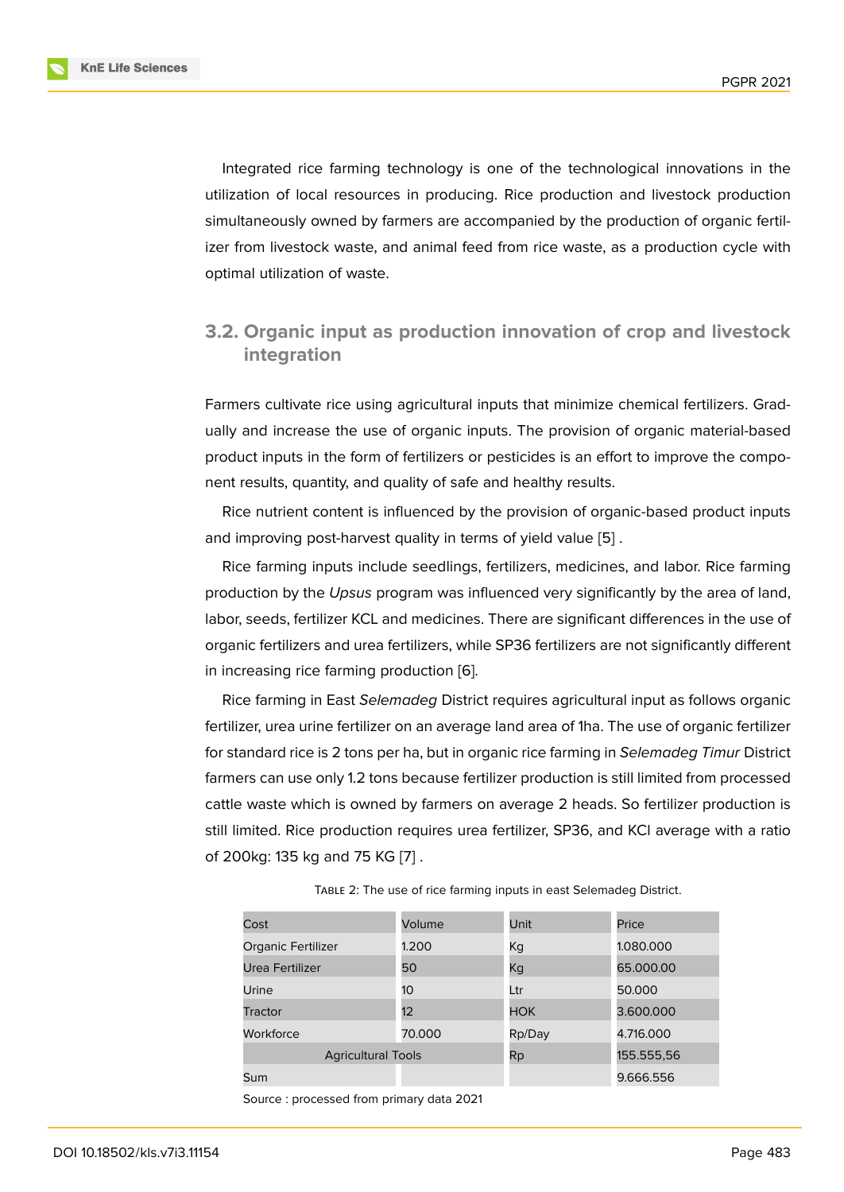Integrated rice farming technology is one of the technological innovations in the utilization of local resources in producing. Rice production and livestock production simultaneously owned by farmers are accompanied by the production of organic fertilizer from livestock waste, and animal feed from rice waste, as a production cycle with optimal utilization of waste.

## 3.2. Organic input as production innovation of crop and livestock integration

Farmers cultivate rice using agricultural inputs that minimize chemical fertilizers. Gradually and increase the use of organic inputs. The provision of organic material-based product inputs in the form of fertilizers or pesticides is an effort to improve the component results, quantity, and quality of safe and healthy results.

Rice nutrient content is influenced by the provision of organic-based product inputs and improving post-harvest quality in terms of yield value [5] .

Rice farming inputs include seedlings, fertilizers, medicines, and labor. Rice farming production by the *Upsus* program was influenced very significantly by the area of land, labor, seeds, fertilizer KCL and medicines. There are significant differences in the use of organic fertilizers and urea fertilizers, while SP36 fertilizers are not significantly different in increasing rice farming production [6].

Rice farming in East *Selemadeg* District requires agricultural input as follows organic fertilizer, urea urine fertilizer on an average land area of 1ha. The use of organic fertilizer for standard rice is 2 tons per ha, but in organic rice farming in *Selemadeg Timur* District farmers can use only 1.2 tons because fertilizer production is still limited from processed cattle waste which is owned by farmers on average 2 heads. So fertilizer production is still limited. Rice production requires urea fertilizer, SP36, and KCl average with a ratio of 200kg: 135 kg and 75 KG [7] .

TABLE 2: The use of rice farming inputs in east Selemadeg District.

| Cost | Volume | Unit | Price |
|---|---|---|---|
| Organic Fertilizer | 1.200 | Kg | 1.080.000 |
| Urea Fertilizer | 50 | Kg | 65.000.00 |
| Urine | 10 | Ltr | 50.000 |
| Tractor | 12 | HOK | 3.600.000 |
| Workforce | 70.000 | Rp/Day | 4.716.000 |
| Agricultural Tools | | Rp | 155.555,56 |
| Sum | | | 9.666.556 |

Source : processed from primary data 2021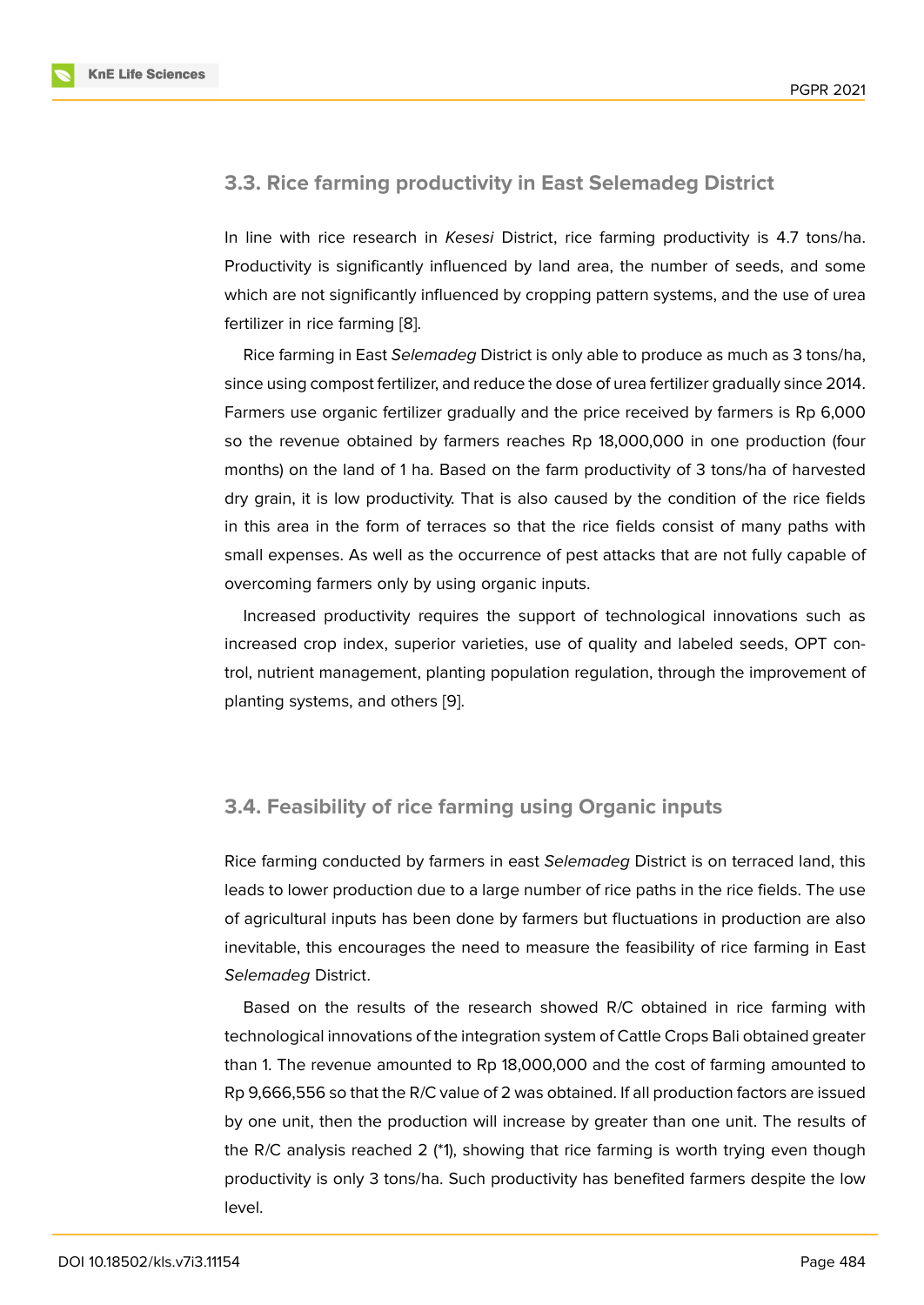## 3.3. Rice farming productivity in East Selemadeg District

In line with rice research in *Kesesi* District, rice farming productivity is 4.7 tons/ha. Productivity is significantly influenced by land area, the number of seeds, and some which are not significantly influenced by cropping pattern systems, and the use of urea fertilizer in rice farming [8].

Rice farming in East *Selemadeg* District is only able to produce as much as 3 tons/ha, since using compost fertilizer, and reduce the dose of urea fertilizer gradually since 2014. Farmers use organic fertilizer gradually and the price received by farmers is Rp 6,000 so the revenue obtained by farmers reaches Rp 18,000,000 in one production (four months) on the land of 1 ha. Based on the farm productivity of 3 tons/ha of harvested dry grain, it is low productivity. That is also caused by the condition of the rice fields in this area in the form of terraces so that the rice fields consist of many paths with small expenses. As well as the occurrence of pest attacks that are not fully capable of overcoming farmers only by using organic inputs.

Increased productivity requires the support of technological innovations such as increased crop index, superior varieties, use of quality and labeled seeds, OPT control, nutrient management, planting population regulation, through the improvement of planting systems, and others [9].

## 3.4. Feasibility of rice farming using Organic inputs

Rice farming conducted by farmers in east *Selemadeg* District is on terraced land, this leads to lower production due to a large number of rice paths in the rice fields. The use of agricultural inputs has been done by farmers but fluctuations in production are also inevitable, this encourages the need to measure the feasibility of rice farming in East *Selemadeg* District.

Based on the results of the research showed R/C obtained in rice farming with technological innovations of the integration system of Cattle Crops Bali obtained greater than 1. The revenue amounted to Rp 18,000,000 and the cost of farming amounted to Rp 9,666,556 so that the R/C value of 2 was obtained. If all production factors are issued by one unit, then the production will increase by greater than one unit. The results of the R/C analysis reached 2 (*1), showing that rice farming is worth trying even though productivity is only 3 tons/ha. Such productivity has benefited farmers despite the low level.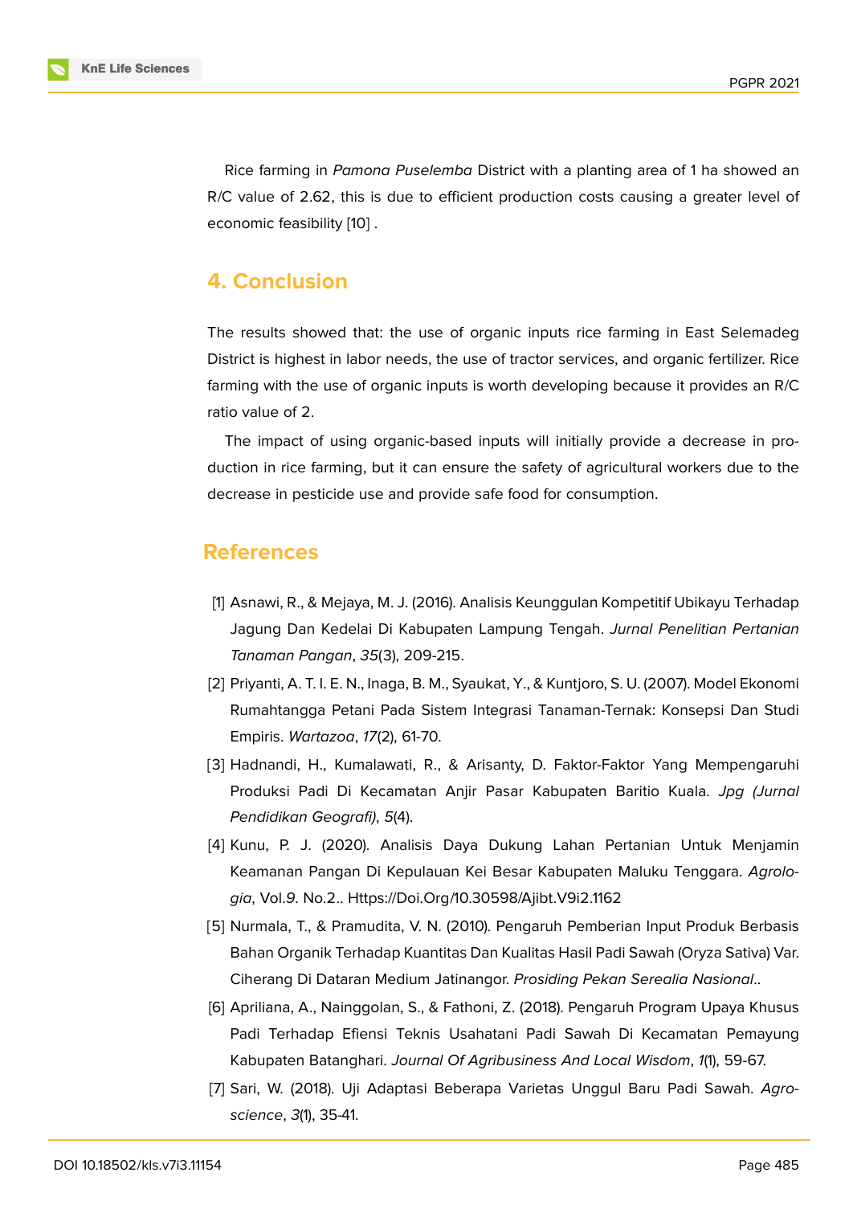Rice farming in *Pamona Puselemba* District with a planting area of 1 ha showed an R/C value of 2.62, this is due to efficient production costs causing a greater level of economic feasibility [10] .

## 4. Conclusion

The results showed that: the use of organic inputs rice farming in East Selemadeg District is highest in labor needs, the use of tractor services, and organic fertilizer. Rice farming with the use of organic inputs is worth developing because it provides an R/C ratio value of 2.

The impact of using organic-based inputs will initially provide a decrease in production in rice farming, but it can ensure the safety of agricultural workers due to the decrease in pesticide use and provide safe food for consumption.

## References

[1] Asnawi, R., & Mejaya, M. J. (2016). Analisis Keunggulan Kompetitif Ubikayu Terhadap Jagung Dan Kedelai Di Kabupaten Lampung Tengah. *Jurnal Penelitian Pertanian Tanaman Pangan*, *35*(3), 209-215.

[2] Priyanti, A. T. I. E. N., Inaga, B. M., Syaukat, Y., & Kuntjoro, S. U. (2007). Model Ekonomi Rumahtangga Petani Pada Sistem Integrasi Tanaman-Ternak: Konsepsi Dan Studi Empiris. *Wartazoa*, *17*(2), 61-70.

[3] Hadnandi, H., Kumalawati, R., & Arisanty, D. Faktor-Faktor Yang Mempengaruhi Produksi Padi Di Kecamatan Anjir Pasar Kabupaten Baritio Kuala. *Jpg (Jurnal Pendidikan Geografi)*, *5*(4).

[4] Kunu, P. J. (2020). Analisis Daya Dukung Lahan Pertanian Untuk Menjamin Keamanan Pangan Di Kepulauan Kei Besar Kabupaten Maluku Tenggara. *Agrologia*, Vol.*9*. No.2.. Https://Doi.Org/10.30598/Ajibt.V9i2.1162

[5] Nurmala, T., & Pramudita, V. N. (2010). Pengaruh Pemberian Input Produk Berbasis Bahan Organik Terhadap Kuantitas Dan Kualitas Hasil Padi Sawah (Oryza Sativa) Var. Ciherang Di Dataran Medium Jatinangor. *Prosiding Pekan Serealia Nasional*..

[6] Apriliana, A., Nainggolan, S., & Fathoni, Z. (2018). Pengaruh Program Upaya Khusus Padi Terhadap Efiensi Teknis Usahatani Padi Sawah Di Kecamatan Pemayung Kabupaten Batanghari. *Journal Of Agribusiness And Local Wisdom*, *1*(1), 59-67.

[7] Sari, W. (2018). Uji Adaptasi Beberapa Varietas Unggul Baru Padi Sawah. *Agroscience*, *3*(1), 35-41.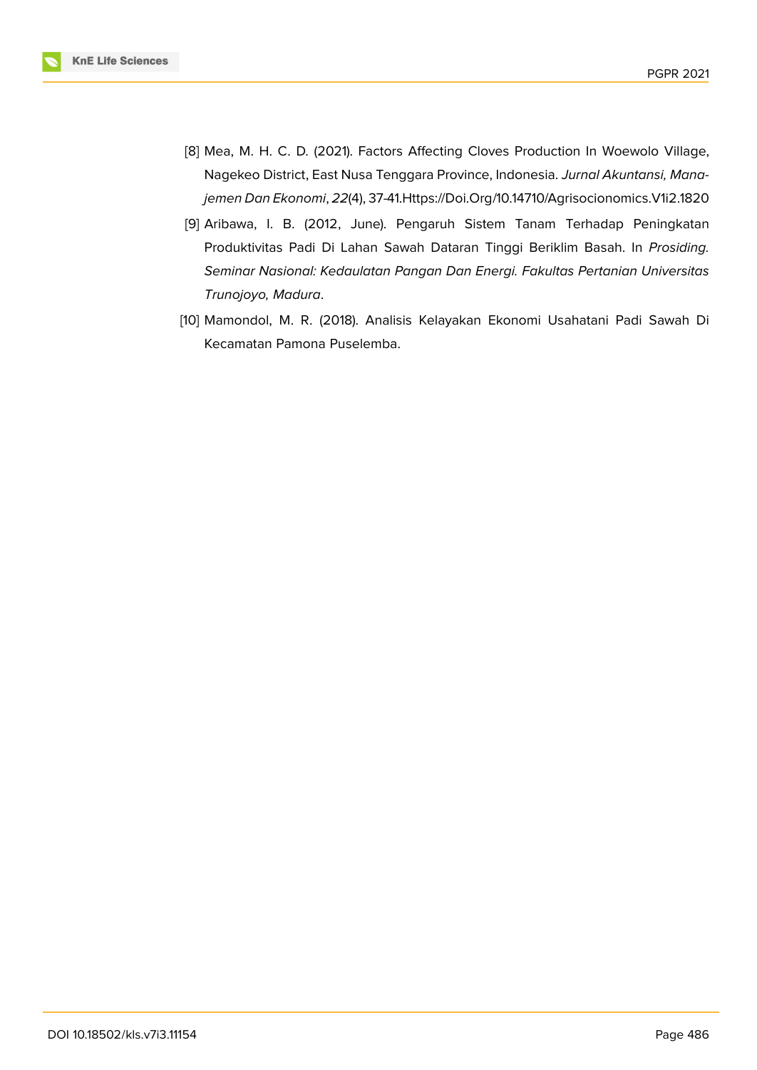[8] Mea, M. H. C. D. (2021). Factors Affecting Cloves Production In Woewolo Village, Nagekeo District, East Nusa Tenggara Province, Indonesia. *Jurnal Akuntansi, Manajemen Dan Ekonomi*, *22*(4), 37-41.Https://Doi.Org/10.14710/Agrisocionomics.V1i2.1820

[9] Aribawa, I. B. (2012, June). Pengaruh Sistem Tanam Terhadap Peningkatan Produktivitas Padi Di Lahan Sawah Dataran Tinggi Beriklim Basah. In *Prosiding. Seminar Nasional: Kedaulatan Pangan Dan Energi. Fakultas Pertanian Universitas Trunojoyo, Madura*.

[10] Mamondol, M. R. (2018). Analisis Kelayakan Ekonomi Usahatani Padi Sawah Di Kecamatan Pamona Puselemba.